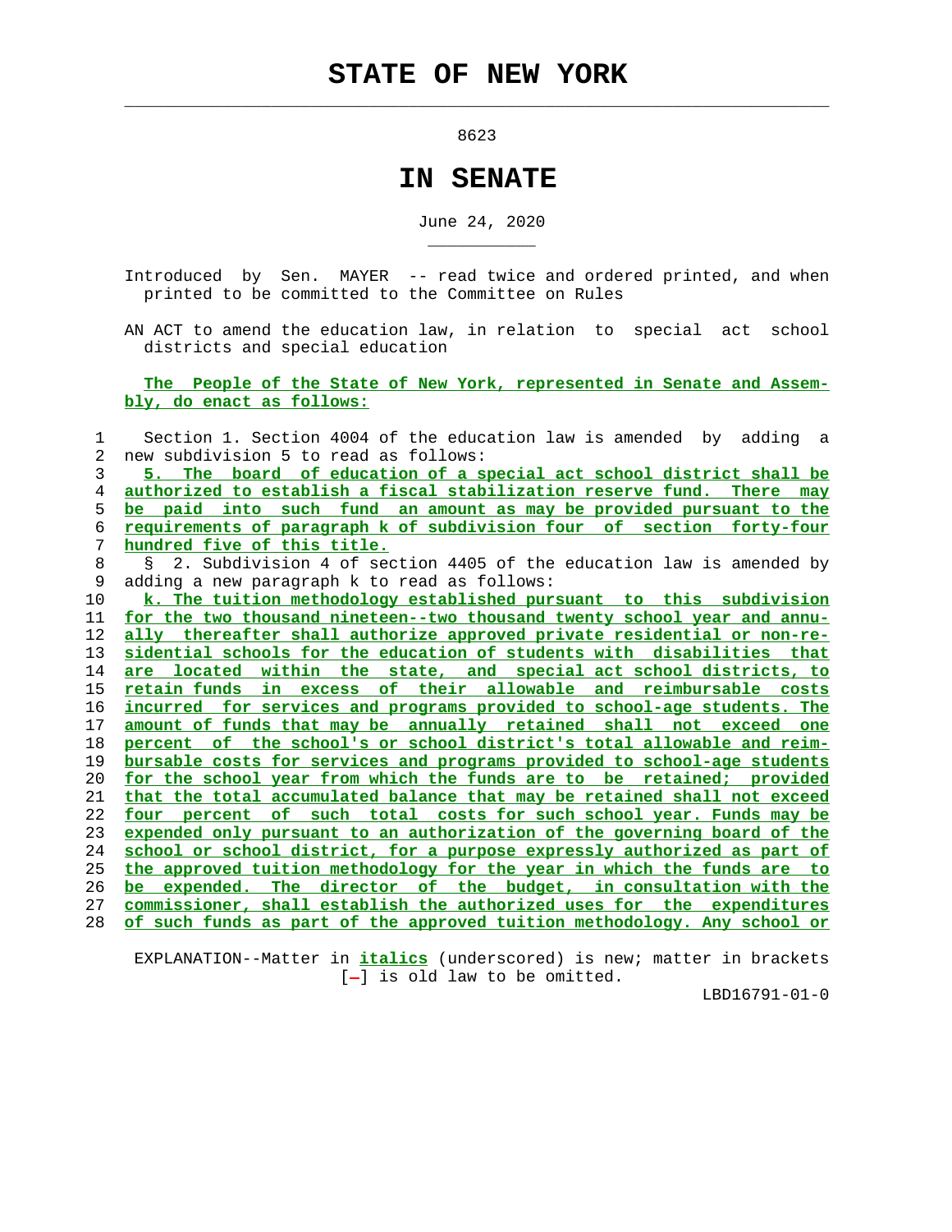# STATE OF NEW YORK

8623

# IN SENATE

June 24, 2020

Introduced by Sen. MAYER -- read twice and ordered printed, and when printed to be committed to the Committee on Rules

AN ACT to amend the education law, in relation to special act school districts and special education

**The People of the State of New York, represented in Senate and Assembly, do enact as follows:**

Section 1. Section 4004 of the education law is amended by adding a new subdivision 5 to read as follows:

5. The board of education of a special act school district shall be authorized to establish a fiscal stabilization reserve fund. There may be paid into such fund an amount as may be provided pursuant to the requirements of paragraph k of subdivision four of section forty-four hundred five of this title.

§ 2. Subdivision 4 of section 4405 of the education law is amended by adding a new paragraph k to read as follows:

k. The tuition methodology established pursuant to this subdivision for the two thousand nineteen--two thousand twenty school year and annually thereafter shall authorize approved private residential or non-residential schools for the education of students with disabilities that are located within the state, and special act school districts, to retain funds in excess of their allowable and reimbursable costs incurred for services and programs provided to school-age students. The amount of funds that may be annually retained shall not exceed one percent of the school's or school district's total allowable and reimbursable costs for services and programs provided to school-age students for the school year from which the funds are to be retained; provided that the total accumulated balance that may be retained shall not exceed four percent of such total costs for such school year. Funds may be expended only pursuant to an authorization of the governing board of the school or school district, for a purpose expressly authorized as part of the approved tuition methodology for the year in which the funds are to be expended. The director of the budget, in consultation with the commissioner, shall establish the authorized uses for the expenditures of such funds as part of the approved tuition methodology. Any school or

EXPLANATION--Matter in *italics* (underscored) is new; matter in brackets [-] is old law to be omitted.

LBD16791-01-0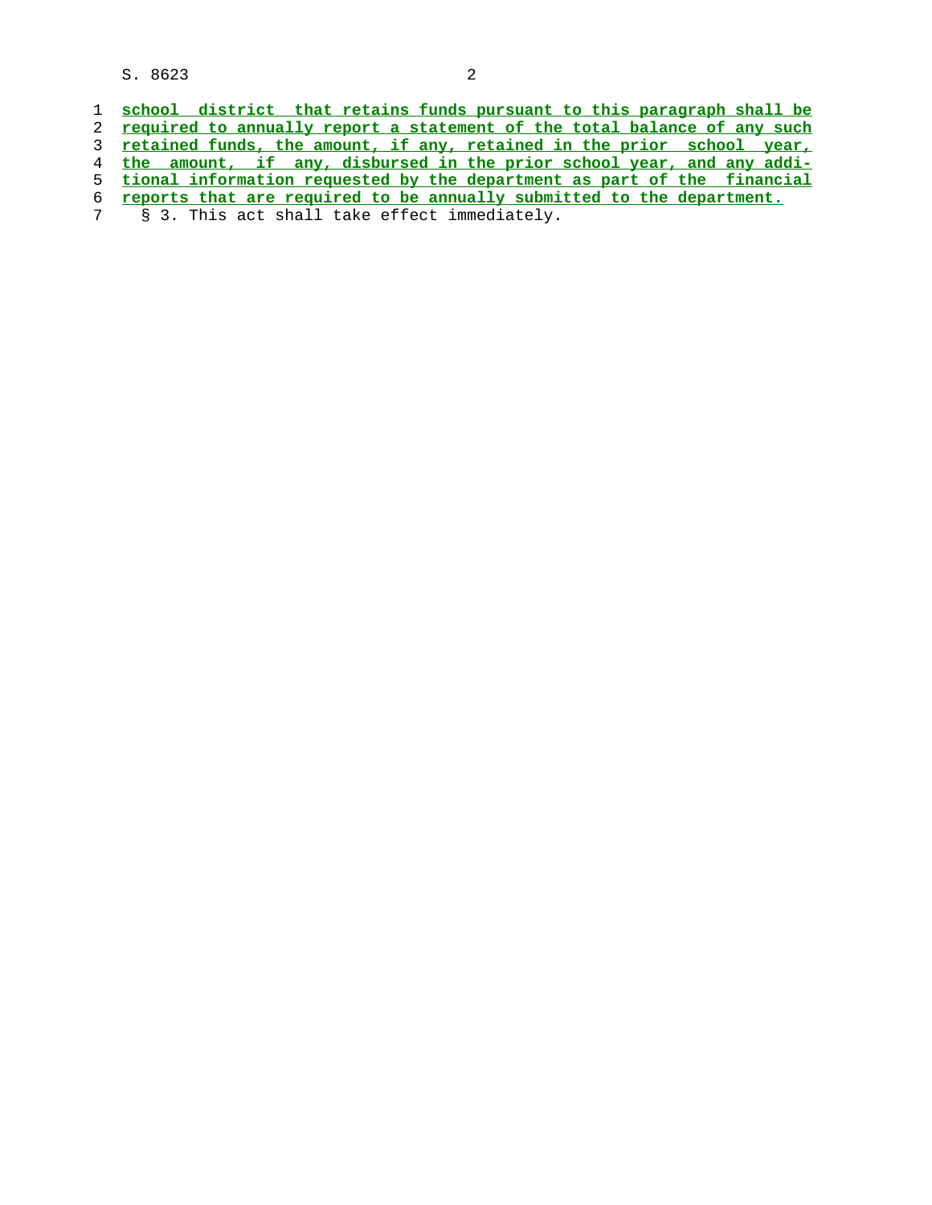<u>**school district that retains funds pursuant to this paragraph shall be required to annually report a statement of the total balance of any such retained funds, the amount, if any, retained in the prior school year, the amount, if any, disbursed in the prior school year, and any additional information requested by the department as part of the financial reports that are required to be annually submitted to the department.**</u>

§ 3. This act shall take effect immediately.